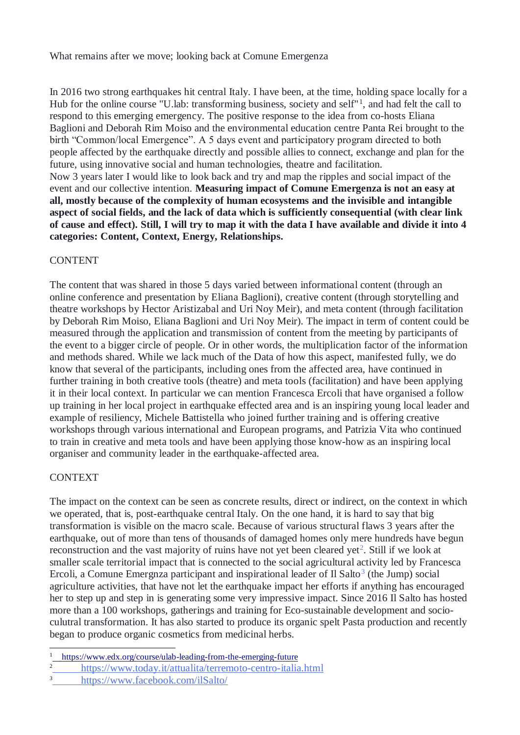What remains after we move; looking back at Comune Emergenza

In 2016 two strong earthquakes hit central Italy. I have been, at the time, holding space locally for a Hub for the online course "U.lab: transforming business, society and self"[1], and had felt the call to respond to this emerging emergency. The positive response to the idea from co-hosts Eliana Baglioni and Deborah Rim Moiso and the environmental education centre Panta Rei brought to the birth "Common/local Emergence". A 5 days event and participatory program directed to both people affected by the earthquake directly and possible allies to connect, exchange and plan for the future, using innovative social and human technologies, theatre and facilitation.
Now 3 years later I would like to look back and try and map the ripples and social impact of the event and our collective intention. **Measuring impact of Comune Emergenza is not an easy at all, mostly because of the complexity of human ecosystems and the invisible and intangible aspect of social fields, and the lack of data which is sufficiently consequential (with clear link of cause and effect). Still, I will try to map it with the data I have available and divide it into 4 categories: Content, Context, Energy, Relationships.**

## CONTENT

The content that was shared in those 5 days varied between informational content (through an online conference and presentation by Eliana Baglioni), creative content (through storytelling and theatre workshops by Hector Aristizabal and Uri Noy Meir), and meta content (through facilitation by Deborah Rim Moiso, Eliana Baglioni and Uri Noy Meir). The impact in term of content could be measured through the application and transmission of content from the meeting by participants of the event to a bigger circle of people. Or in other words, the multiplication factor of the information and methods shared. While we lack much of the Data of how this aspect, manifested fully, we do know that several of the participants, including ones from the affected area, have continued in further training in both creative tools (theatre) and meta tools (facilitation) and have been applying it in their local context. In particular we can mention Francesca Ercoli that have organised a follow up training in her local project in earthquake effected area and is an inspiring young local leader and example of resiliency, Michele Battistella who joined further training and is offering creative workshops through various international and European programs, and Patrizia Vita who continued to train in creative and meta tools and have been applying those know-how as an inspiring local organiser and community leader in the earthquake-affected area.

## CONTEXT

The impact on the context can be seen as concrete results, direct or indirect, on the context in which we operated, that is, post-earthquake central Italy. On the one hand, it is hard to say that big transformation is visible on the macro scale. Because of various structural flaws 3 years after the earthquake, out of more than tens of thousands of damaged homes only mere hundreds have begun reconstruction and the vast majority of ruins have not yet been cleared yet[2]. Still if we look at smaller scale territorial impact that is connected to the social agricultural activity led by Francesca Ercoli, a Comune Emergnza participant and inspirational leader of Il Salto[3] (the Jump) social agriculture activities, that have not let the earthquake impact her efforts if anything has encouraged her to step up and step in is generating some very impressive impact. Since 2016 Il Salto has hosted more than a 100 workshops, gatherings and training for Eco-sustainable development and socio-culutral transformation. It has also started to produce its organic spelt Pasta production and recently began to produce organic cosmetics from medicinal herbs.

---

[1] https://www.edx.org/course/ulab-leading-from-the-emerging-future

[2] https://www.today.it/attualita/terremoto-centro-italia.html

[3] https://www.facebook.com/ilSalto/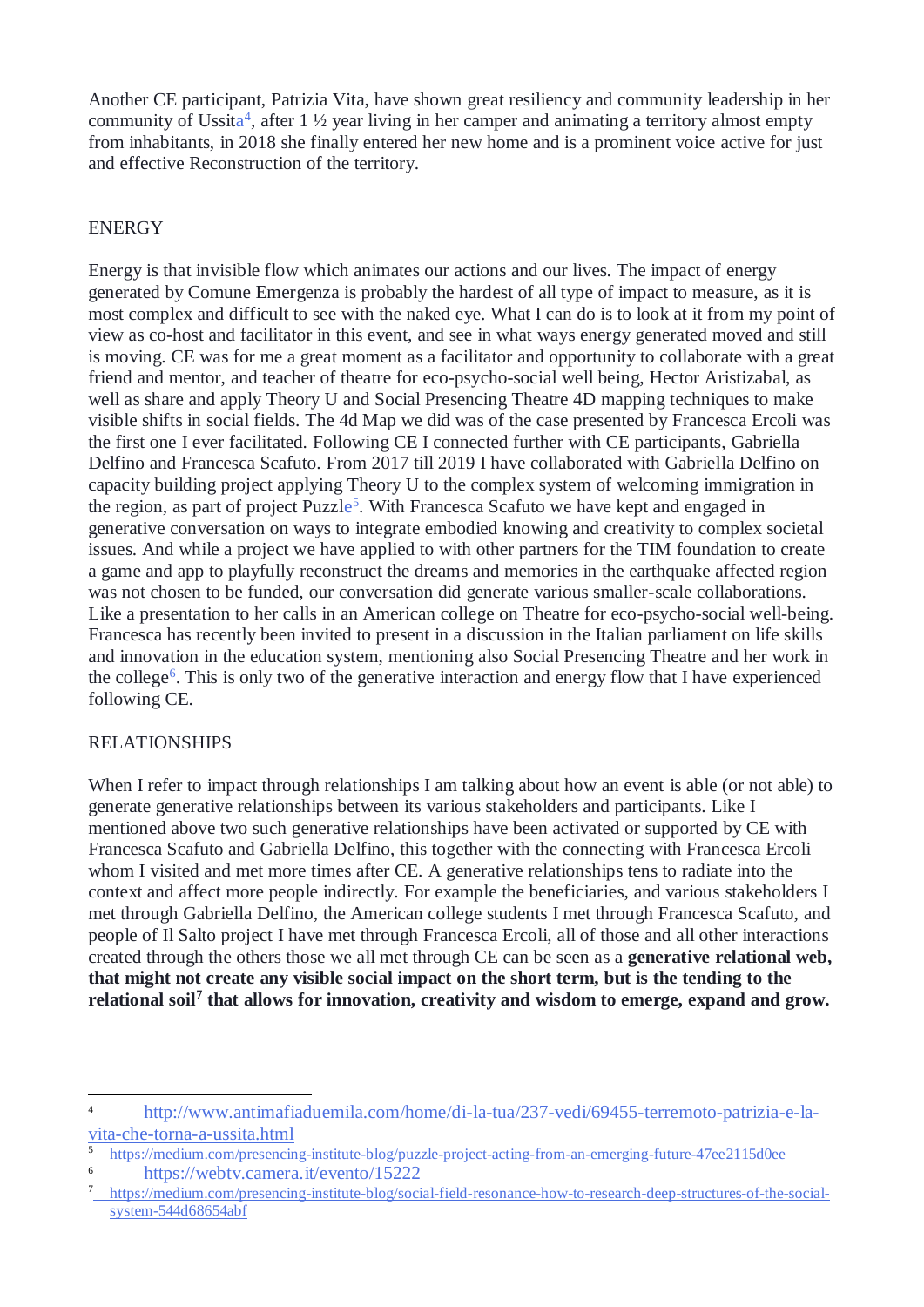Another CE participant, Patrizia Vita, have shown great resiliency and community leadership in her community of Ussita[4], after 1 ½ year living in her camper and animating a territory almost empty from inhabitants, in 2018 she finally entered her new home and is a prominent voice active for just and effective Reconstruction of the territory.

## ENERGY

Energy is that invisible flow which animates our actions and our lives. The impact of energy generated by Comune Emergenza is probably the hardest of all type of impact to measure, as it is most complex and difficult to see with the naked eye. What I can do is to look at it from my point of view as co-host and facilitator in this event, and see in what ways energy generated moved and still is moving. CE was for me a great moment as a facilitator and opportunity to collaborate with a great friend and mentor, and teacher of theatre for eco-psycho-social well being, Hector Aristizabal, as well as share and apply Theory U and Social Presencing Theatre 4D mapping techniques to make visible shifts in social fields. The 4d Map we did was of the case presented by Francesca Ercoli was the first one I ever facilitated. Following CE I connected further with CE participants, Gabriella Delfino and Francesca Scafuto. From 2017 till 2019 I have collaborated with Gabriella Delfino on capacity building project applying Theory U to the complex system of welcoming immigration in the region, as part of project Puzzle[5]. With Francesca Scafuto we have kept and engaged in generative conversation on ways to integrate embodied knowing and creativity to complex societal issues. And while a project we have applied to with other partners for the TIM foundation to create a game and app to playfully reconstruct the dreams and memories in the earthquake affected region was not chosen to be funded, our conversation did generate various smaller-scale collaborations. Like a presentation to her calls in an American college on Theatre for eco-psycho-social well-being. Francesca has recently been invited to present in a discussion in the Italian parliament on life skills and innovation in the education system, mentioning also Social Presencing Theatre and her work in the college[6]. This is only two of the generative interaction and energy flow that I have experienced following CE.

## RELATIONSHIPS

When I refer to impact through relationships I am talking about how an event is able (or not able) to generate generative relationships between its various stakeholders and participants. Like I mentioned above two such generative relationships have been activated or supported by CE with Francesca Scafuto and Gabriella Delfino, this together with the connecting with Francesca Ercoli whom I visited and met more times after CE. A generative relationships tens to radiate into the context and affect more people indirectly. For example the beneficiaries, and various stakeholders I met through Gabriella Delfino, the American college students I met through Francesca Scafuto, and people of Il Salto project I have met through Francesca Ercoli, all of those and all other interactions created through the others those we all met through CE can be seen as a **generative relational web, that might not create any visible social impact on the short term, but is the tending to the relational soil[7] that allows for innovation, creativity and wisdom to emerge, expand and grow.**

---

[4] http://www.antimafiaduemila.com/home/di-la-tua/237-vedi/69455-terremoto-patrizia-e-la-vita-che-torna-a-ussita.html

[5] https://medium.com/presencing-institute-blog/puzzle-project-acting-from-an-emerging-future-47ee2115d0ee

[6] https://webtv.camera.it/evento/15222

[7] https://medium.com/presencing-institute-blog/social-field-resonance-how-to-research-deep-structures-of-the-social-system-544d68654abf